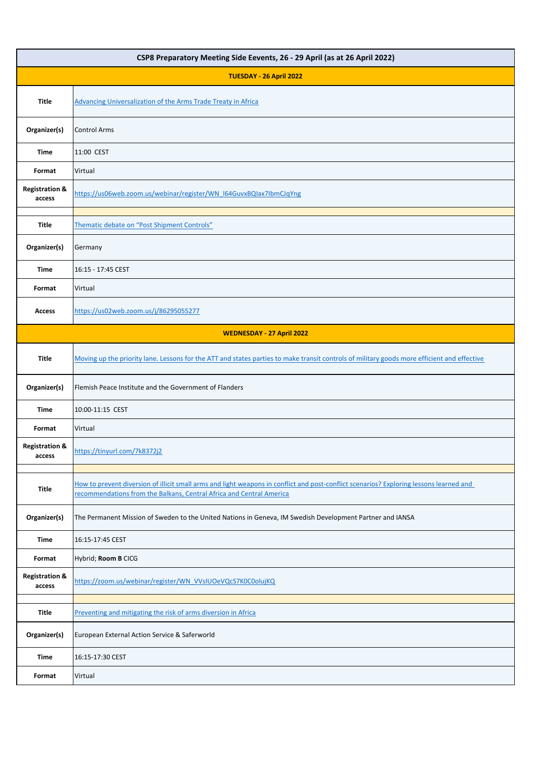| CSP8 Preparatory Meeting Side Eevents, 26 - 29 April (as at 26 April 2022) | |
|---|---|
| **TUESDAY - 26 April 2022** | |
| **Title** | Advancing Universalization of the Arms Trade Treaty in Africa |
| **Organizer(s)** | Control Arms |
| **Time** | 11:00 CEST |
| **Format** | Virtual |
| **Registration & access** | https://us06web.zoom.us/webinar/register/WN_l64GuvxBQIax7IbmCJqYng |
| | |
| **Title** | Thematic debate on "Post Shipment Controls" |
| **Organizer(s)** | Germany |
| **Time** | 16:15 - 17:45 CEST |
| **Format** | Virtual |
| **Access** | https://us02web.zoom.us/j/86295055277 |
| **WEDNESDAY - 27 April 2022** | |
| **Title** | Moving up the priority lane. Lessons for the ATT and states parties to make transit controls of military goods more efficient and effective |
| **Organizer(s)** | Flemish Peace Institute and the Government of Flanders |
| **Time** | 10:00-11:15 CEST |
| **Format** | Virtual |
| **Registration & access** | https://tinyurl.com/7k8372j2 |
| | |
| **Title** | How to prevent diversion of illicit small arms and light weapons in conflict and post-conflict scenarios? Exploring lessons learned and recommendations from the Balkans, Central Africa and Central America |
| **Organizer(s)** | The Permanent Mission of Sweden to the United Nations in Geneva, IM Swedish Development Partner and IANSA |
| **Time** | 16:15-17:45 CEST |
| **Format** | Hybrid; **Room B** CICG |
| **Registration & access** | https://zoom.us/webinar/register/WN_VVsIUOeVQcS7K0C0olujKQ |
| | |
| **Title** | Preventing and mitigating the risk of arms diversion in Africa |
| **Organizer(s)** | European External Action Service & Saferworld |
| **Time** | 16:15-17:30 CEST |
| **Format** | Virtual |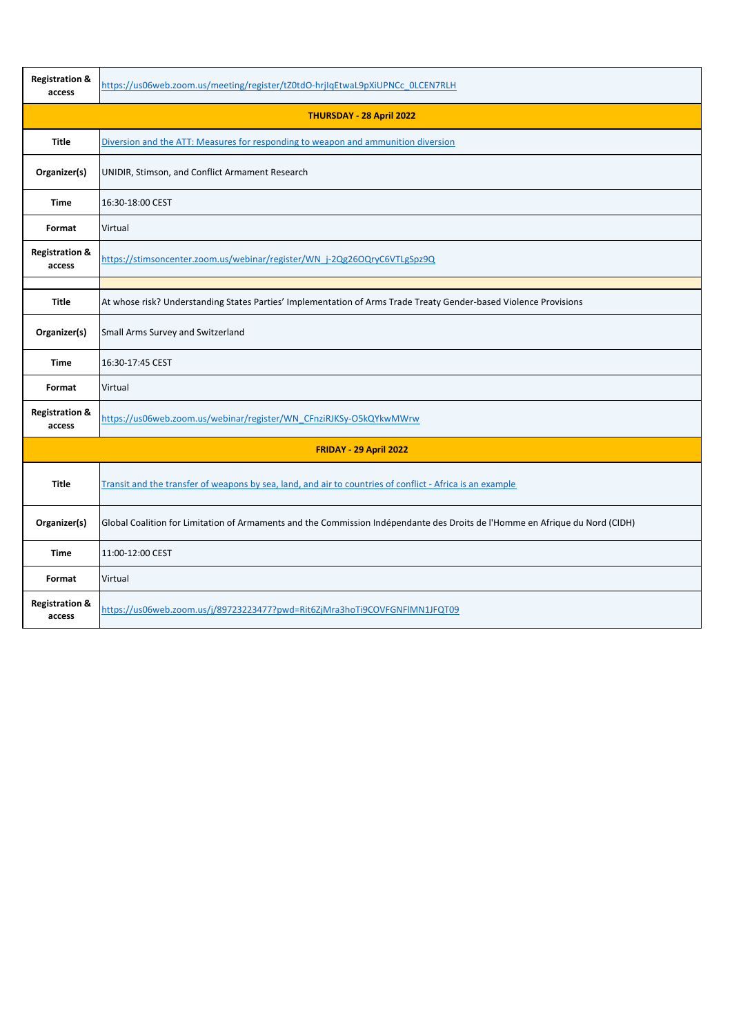| | |
|---|---|
| **Registration & access** | https://us06web.zoom.us/meeting/register/tZ0tdO-hrjIqEtwaL9pXiUPNCc_0LCEN7RLH |
| **THURSDAY - 28 April 2022** | |
| **Title** | Diversion and the ATT: Measures for responding to weapon and ammunition diversion |
| **Organizer(s)** | UNIDIR, Stimson, and Conflict Armament Research |
| **Time** | 16:30-18:00 CEST |
| **Format** | Virtual |
| **Registration & access** | https://stimsoncenter.zoom.us/webinar/register/WN_j-2Qg26OQryC6VTLgSpz9Q |
| | |
| **Title** | At whose risk? Understanding States Parties' Implementation of Arms Trade Treaty Gender-based Violence Provisions |
| **Organizer(s)** | Small Arms Survey and Switzerland |
| **Time** | 16:30-17:45 CEST |
| **Format** | Virtual |
| **Registration & access** | https://us06web.zoom.us/webinar/register/WN_CFnziRJKSy-O5kQYkwMWrw |
| **FRIDAY - 29 April 2022** | |
| **Title** | Transit and the transfer of weapons by sea, land, and air to countries of conflict - Africa is an example |
| **Organizer(s)** | Global Coalition for Limitation of Armaments and the Commission Indépendante des Droits de l'Homme en Afrique du Nord (CIDH) |
| **Time** | 11:00-12:00 CEST |
| **Format** | Virtual |
| **Registration & access** | https://us06web.zoom.us/j/89723223477?pwd=Rit6ZjMra3hoTi9COVFGNFlMN1JFQT09 |